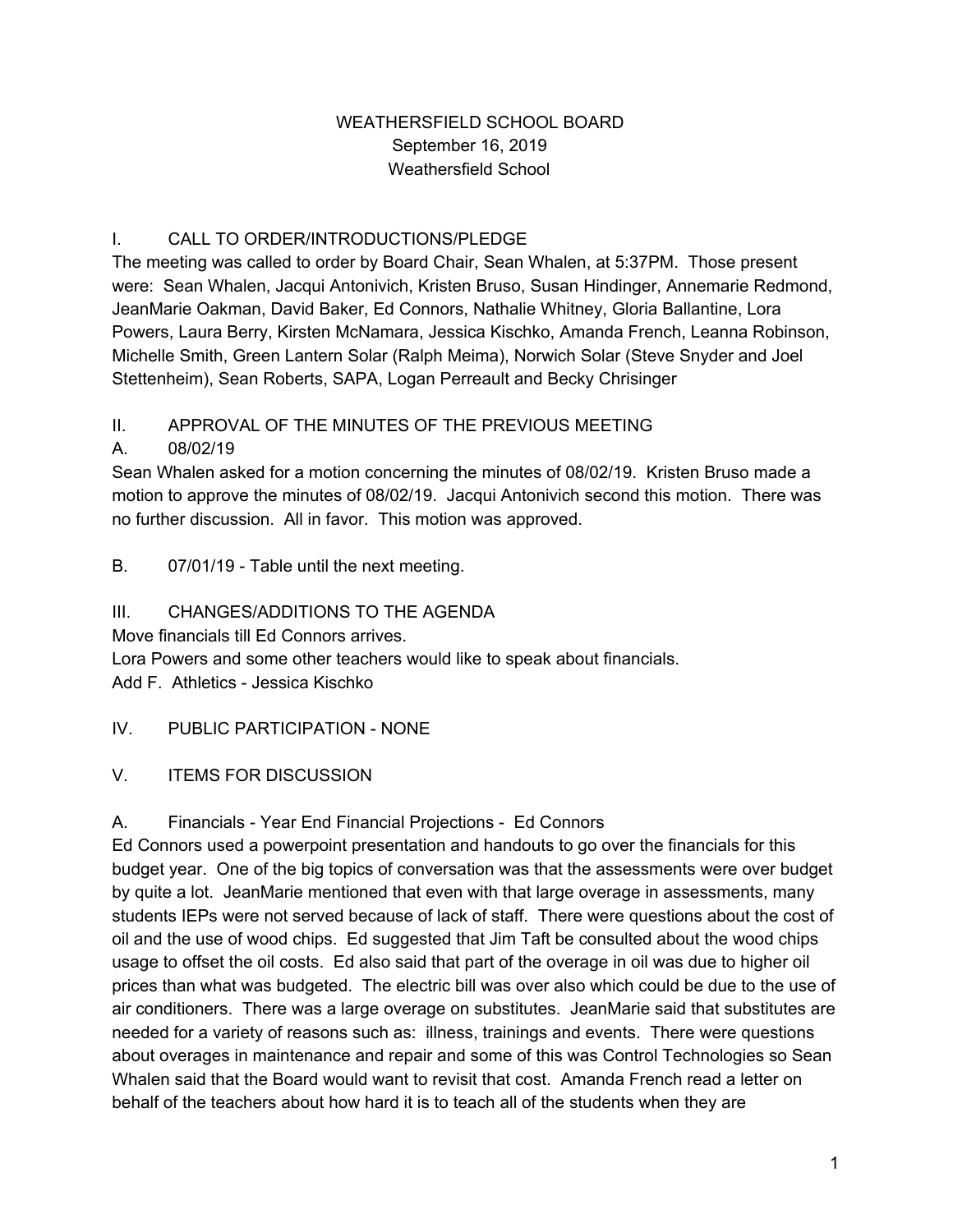# WEATHERSFIELD SCHOOL BOARD
September 16, 2019
Weathersfield School

## I. CALL TO ORDER/INTRODUCTIONS/PLEDGE

The meeting was called to order by Board Chair, Sean Whalen, at 5:37PM. Those present were: Sean Whalen, Jacqui Antonivich, Kristen Bruso, Susan Hindinger, Annemarie Redmond, JeanMarie Oakman, David Baker, Ed Connors, Nathalie Whitney, Gloria Ballantine, Lora Powers, Laura Berry, Kirsten McNamara, Jessica Kischko, Amanda French, Leanna Robinson, Michelle Smith, Green Lantern Solar (Ralph Meima), Norwich Solar (Steve Snyder and Joel Stettenheim), Sean Roberts, SAPA, Logan Perreault and Becky Chrisinger

## II. APPROVAL OF THE MINUTES OF THE PREVIOUS MEETING

A. 08/02/19

Sean Whalen asked for a motion concerning the minutes of 08/02/19. Kristen Bruso made a motion to approve the minutes of 08/02/19. Jacqui Antonivich second this motion. There was no further discussion. All in favor. This motion was approved.

B. 07/01/19 - Table until the next meeting.

## III. CHANGES/ADDITIONS TO THE AGENDA

Move financials till Ed Connors arrives.
Lora Powers and some other teachers would like to speak about financials.
Add F. Athletics - Jessica Kischko

## IV. PUBLIC PARTICIPATION - NONE

## V. ITEMS FOR DISCUSSION

A. Financials - Year End Financial Projections - Ed Connors

Ed Connors used a powerpoint presentation and handouts to go over the financials for this budget year. One of the big topics of conversation was that the assessments were over budget by quite a lot. JeanMarie mentioned that even with that large overage in assessments, many students IEPs were not served because of lack of staff. There were questions about the cost of oil and the use of wood chips. Ed suggested that Jim Taft be consulted about the wood chips usage to offset the oil costs. Ed also said that part of the overage in oil was due to higher oil prices than what was budgeted. The electric bill was over also which could be due to the use of air conditioners. There was a large overage on substitutes. JeanMarie said that substitutes are needed for a variety of reasons such as: illness, trainings and events. There were questions about overages in maintenance and repair and some of this was Control Technologies so Sean Whalen said that the Board would want to revisit that cost. Amanda French read a letter on behalf of the teachers about how hard it is to teach all of the students when they are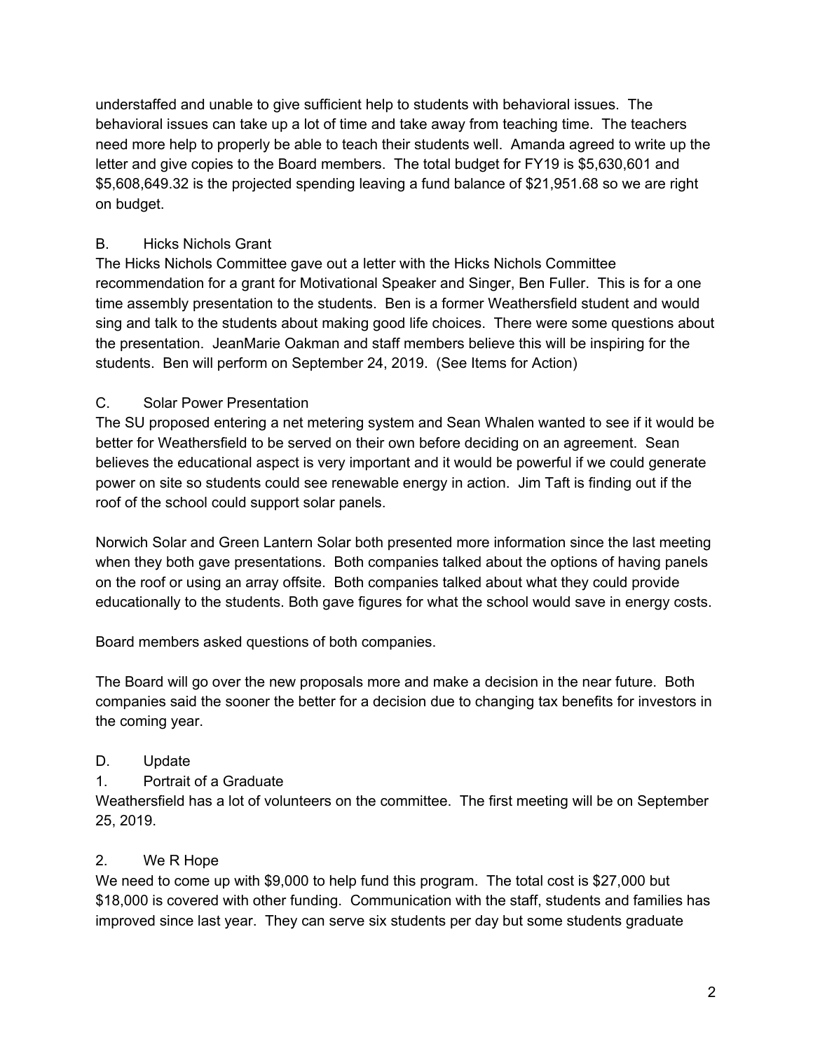understaffed and unable to give sufficient help to students with behavioral issues. The behavioral issues can take up a lot of time and take away from teaching time. The teachers need more help to properly be able to teach their students well. Amanda agreed to write up the letter and give copies to the Board members. The total budget for FY19 is $5,630,601 and $5,608,649.32 is the projected spending leaving a fund balance of $21,951.68 so we are right on budget.

B. Hicks Nichols Grant

The Hicks Nichols Committee gave out a letter with the Hicks Nichols Committee recommendation for a grant for Motivational Speaker and Singer, Ben Fuller. This is for a one time assembly presentation to the students. Ben is a former Weathersfield student and would sing and talk to the students about making good life choices. There were some questions about the presentation. JeanMarie Oakman and staff members believe this will be inspiring for the students. Ben will perform on September 24, 2019. (See Items for Action)

C. Solar Power Presentation

The SU proposed entering a net metering system and Sean Whalen wanted to see if it would be better for Weathersfield to be served on their own before deciding on an agreement. Sean believes the educational aspect is very important and it would be powerful if we could generate power on site so students could see renewable energy in action. Jim Taft is finding out if the roof of the school could support solar panels.

Norwich Solar and Green Lantern Solar both presented more information since the last meeting when they both gave presentations. Both companies talked about the options of having panels on the roof or using an array offsite. Both companies talked about what they could provide educationally to the students. Both gave figures for what the school would save in energy costs.

Board members asked questions of both companies.

The Board will go over the new proposals more and make a decision in the near future. Both companies said the sooner the better for a decision due to changing tax benefits for investors in the coming year.

D. Update

1. Portrait of a Graduate

Weathersfield has a lot of volunteers on the committee. The first meeting will be on September 25, 2019.

2. We R Hope

We need to come up with $9,000 to help fund this program. The total cost is $27,000 but $18,000 is covered with other funding. Communication with the staff, students and families has improved since last year. They can serve six students per day but some students graduate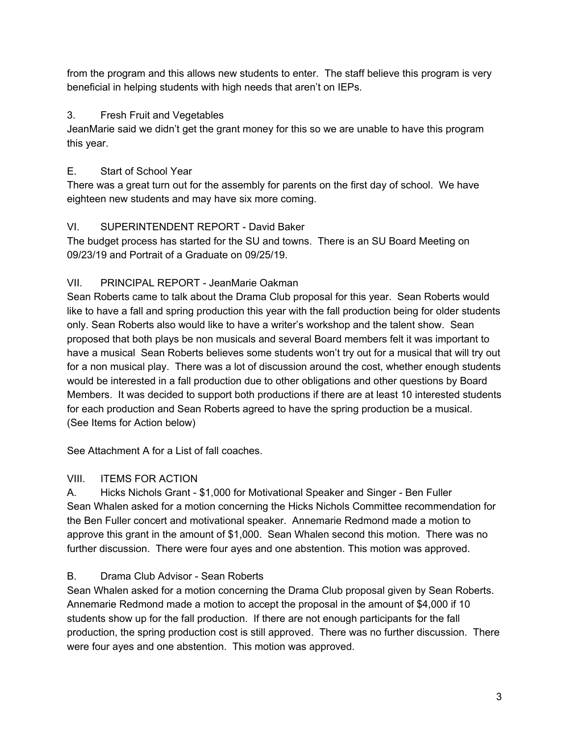from the program and this allows new students to enter. The staff believe this program is very beneficial in helping students with high needs that aren't on IEPs.

3. Fresh Fruit and Vegetables

JeanMarie said we didn't get the grant money for this so we are unable to have this program this year.

E. Start of School Year

There was a great turn out for the assembly for parents on the first day of school. We have eighteen new students and may have six more coming.

VI. SUPERINTENDENT REPORT - David Baker

The budget process has started for the SU and towns. There is an SU Board Meeting on 09/23/19 and Portrait of a Graduate on 09/25/19.

VII. PRINCIPAL REPORT - JeanMarie Oakman

Sean Roberts came to talk about the Drama Club proposal for this year. Sean Roberts would like to have a fall and spring production this year with the fall production being for older students only. Sean Roberts also would like to have a writer's workshop and the talent show. Sean proposed that both plays be non musicals and several Board members felt it was important to have a musical Sean Roberts believes some students won't try out for a musical that will try out for a non musical play. There was a lot of discussion around the cost, whether enough students would be interested in a fall production due to other obligations and other questions by Board Members. It was decided to support both productions if there are at least 10 interested students for each production and Sean Roberts agreed to have the spring production be a musical. (See Items for Action below)

See Attachment A for a List of fall coaches.

VIII. ITEMS FOR ACTION

A. Hicks Nichols Grant - $1,000 for Motivational Speaker and Singer - Ben Fuller

Sean Whalen asked for a motion concerning the Hicks Nichols Committee recommendation for the Ben Fuller concert and motivational speaker. Annemarie Redmond made a motion to approve this grant in the amount of $1,000. Sean Whalen second this motion. There was no further discussion. There were four ayes and one abstention. This motion was approved.

B. Drama Club Advisor - Sean Roberts

Sean Whalen asked for a motion concerning the Drama Club proposal given by Sean Roberts. Annemarie Redmond made a motion to accept the proposal in the amount of $4,000 if 10 students show up for the fall production. If there are not enough participants for the fall production, the spring production cost is still approved. There was no further discussion. There were four ayes and one abstention. This motion was approved.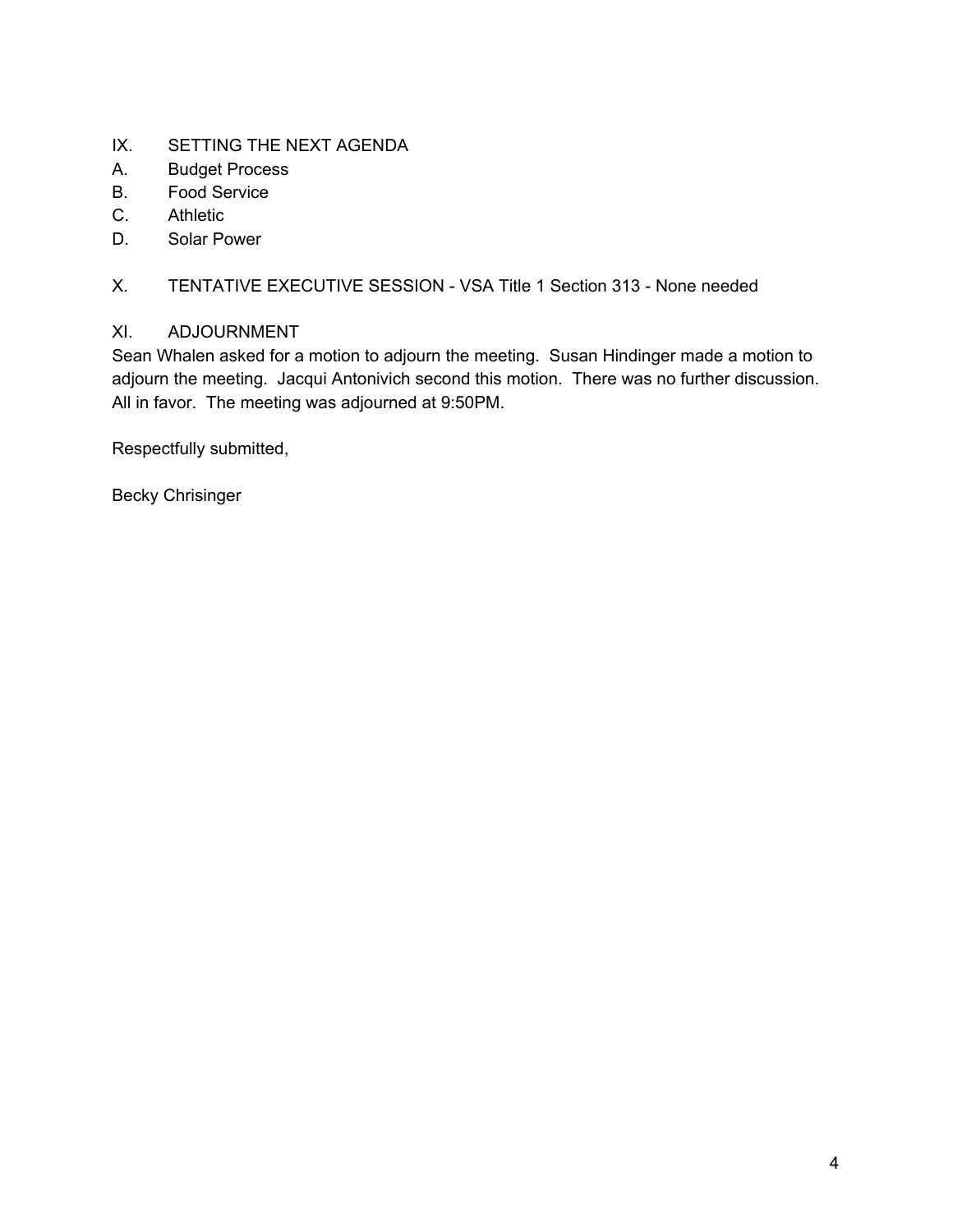IX. SETTING THE NEXT AGENDA

A. Budget Process

B. Food Service

C. Athletic

D. Solar Power

X. TENTATIVE EXECUTIVE SESSION - VSA Title 1 Section 313 - None needed

XI. ADJOURNMENT

Sean Whalen asked for a motion to adjourn the meeting. Susan Hindinger made a motion to adjourn the meeting. Jacqui Antonivich second this motion. There was no further discussion. All in favor. The meeting was adjourned at 9:50PM.

Respectfully submitted,

Becky Chrisinger